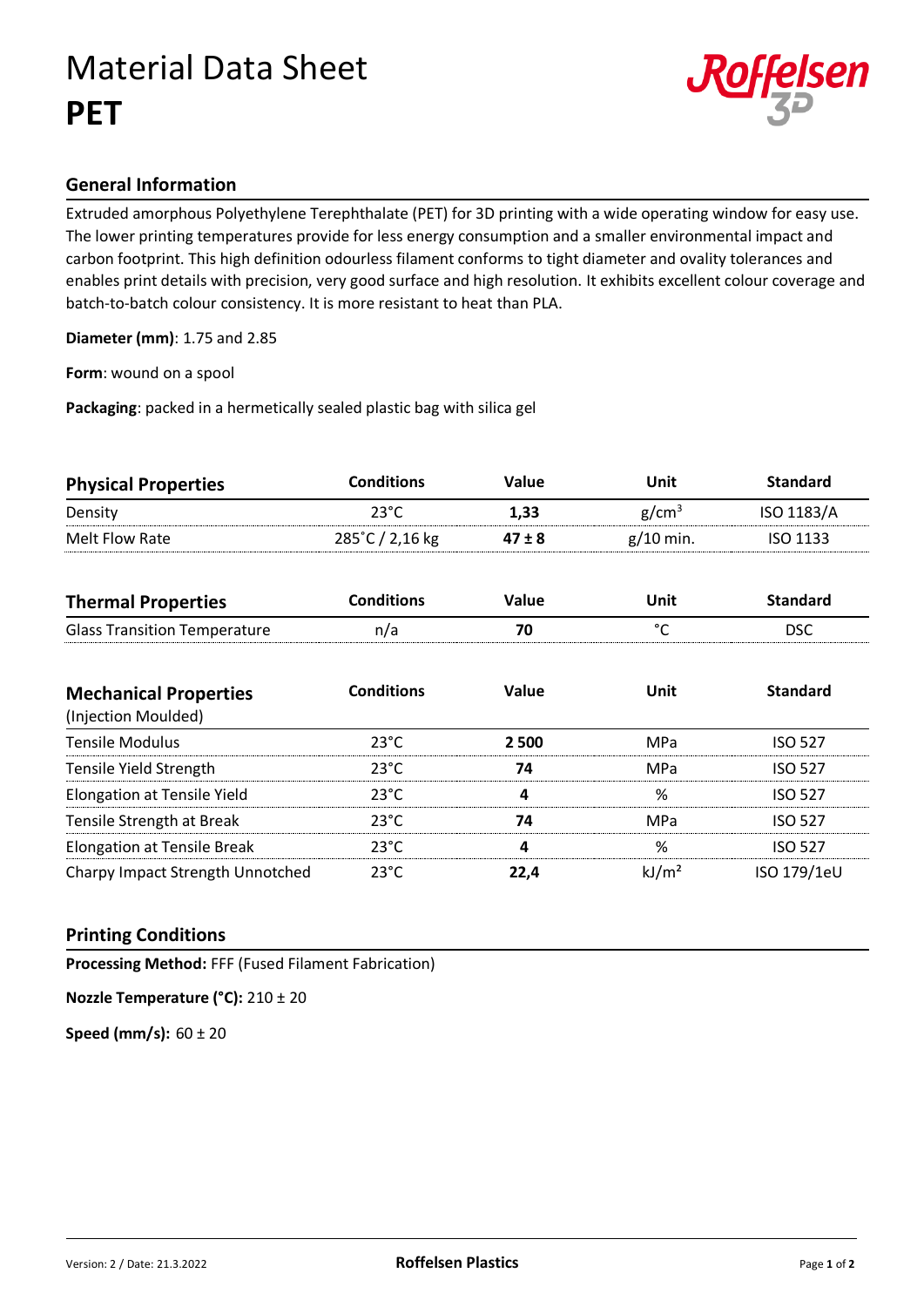# Material Data Sheet
# **PET**

## General Information

Extruded amorphous Polyethylene Terephthalate (PET) for 3D printing with a wide operating window for easy use. The lower printing temperatures provide for less energy consumption and a smaller environmental impact and carbon footprint. This high definition odourless filament conforms to tight diameter and ovality tolerances and enables print details with precision, very good surface and high resolution. It exhibits excellent colour coverage and batch-to-batch colour consistency. It is more resistant to heat than PLA.

**Diameter (mm)**: 1.75 and 2.85

**Form**: wound on a spool

**Packaging**: packed in a hermetically sealed plastic bag with silica gel

| Physical Properties | Conditions | Value | Unit | Standard |
|---|---|---|---|---|
| Density | 23°C | **1,33** | $g/cm^3$ | ISO 1183/A |
| Melt Flow Rate | 285˚C / 2,16 kg | **47 ± 8** | g/10 min. | ISO 1133 |

| Thermal Properties | Conditions | Value | Unit | Standard |
|---|---|---|---|---|
| Glass Transition Temperature | n/a | **70** | °C | DSC |

| Mechanical Properties (Injection Moulded) | Conditions | Value | Unit | Standard |
|---|---|---|---|---|
| Tensile Modulus | 23°C | **2 500** | MPa | ISO 527 |
| Tensile Yield Strength | 23°C | **74** | MPa | ISO 527 |
| Elongation at Tensile Yield | 23°C | **4** | % | ISO 527 |
| Tensile Strength at Break | 23°C | **74** | MPa | ISO 527 |
| Elongation at Tensile Break | 23°C | **4** | % | ISO 527 |
| Charpy Impact Strength Unnotched | 23°C | **22,4** | $kJ/m^2$ | ISO 179/1eU |

## Printing Conditions

**Processing Method:** FFF (Fused Filament Fabrication)

**Nozzle Temperature (°C):** 210 ± 20

**Speed (mm/s):** 60 ± 20

Version: 2 / Date: 21.3.2022

**Roffelsen Plastics**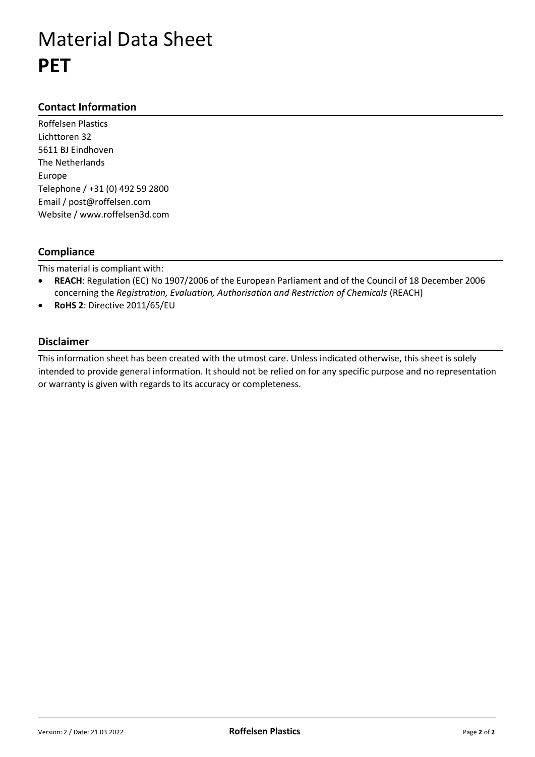# Material Data Sheet
# **PET**

## Contact Information

Roffelsen Plastics
Lichttoren 32
5611 BJ Eindhoven
The Netherlands
Europe
Telephone / +31 (0) 492 59 2800
Email / post@roffelsen.com
Website / www.roffelsen3d.com

## Compliance

This material is compliant with:

- **REACH**: Regulation (EC) No 1907/2006 of the European Parliament and of the Council of 18 December 2006 concerning the *Registration, Evaluation, Authorisation and Restriction of Chemicals* (REACH)
- **RoHS 2**: Directive 2011/65/EU

## Disclaimer

This information sheet has been created with the utmost care. Unless indicated otherwise, this sheet is solely intended to provide general information. It should not be relied on for any specific purpose and no representation or warranty is given with regards to its accuracy or completeness.